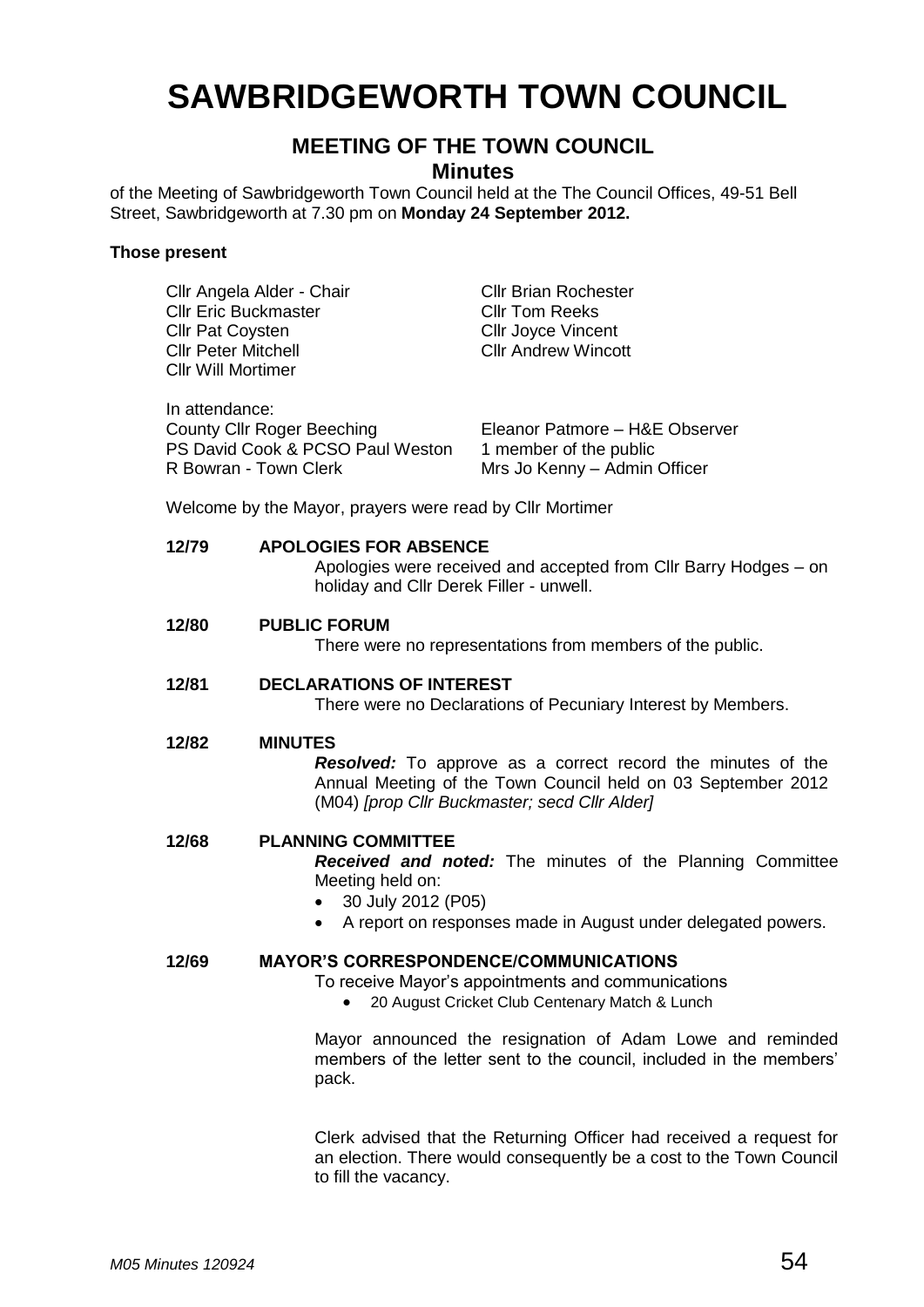# SAWBRIDGEWORTH TOWN COUNCIL

## MEETING OF THE TOWN COUNCIL

### Minutes

of the Meeting of Sawbridgeworth Town Council held at the The Council Offices, 49-51 Bell Street, Sawbridgeworth at 7.30 pm on **Monday 24 September 2012.**

**Those present**

Cllr Angela Alder - Chair
Cllr Eric Buckmaster
Cllr Pat Coysten
Cllr Peter Mitchell
Cllr Will Mortimer
Cllr Brian Rochester
Cllr Tom Reeks
Cllr Joyce Vincent
Cllr Andrew Wincott

In attendance:
County Cllr Roger Beeching
PS David Cook & PCSO Paul Weston
R Bowran - Town Clerk
Eleanor Patmore – H&E Observer
1 member of the public
Mrs Jo Kenny – Admin Officer

Welcome by the Mayor, prayers were read by Cllr Mortimer

**12/79 APOLOGIES FOR ABSENCE**

Apologies were received and accepted from Cllr Barry Hodges – on holiday and Cllr Derek Filler - unwell.

**12/80 PUBLIC FORUM**

There were no representations from members of the public.

**12/81 DECLARATIONS OF INTEREST**

There were no Declarations of Pecuniary Interest by Members.

**12/82 MINUTES**

***Resolved:*** To approve as a correct record the minutes of the Annual Meeting of the Town Council held on 03 September 2012 (M04) *[prop Cllr Buckmaster; secd Cllr Alder]*

**12/68 PLANNING COMMITTEE**

***Received and noted:*** The minutes of the Planning Committee Meeting held on:

- 30 July 2012 (P05)
- A report on responses made in August under delegated powers.

**12/69 MAYOR'S CORRESPONDENCE/COMMUNICATIONS**

To receive Mayor's appointments and communications

- 20 August Cricket Club Centenary Match & Lunch

Mayor announced the resignation of Adam Lowe and reminded members of the letter sent to the council, included in the members' pack.

Clerk advised that the Returning Officer had received a request for an election. There would consequently be a cost to the Town Council to fill the vacancy.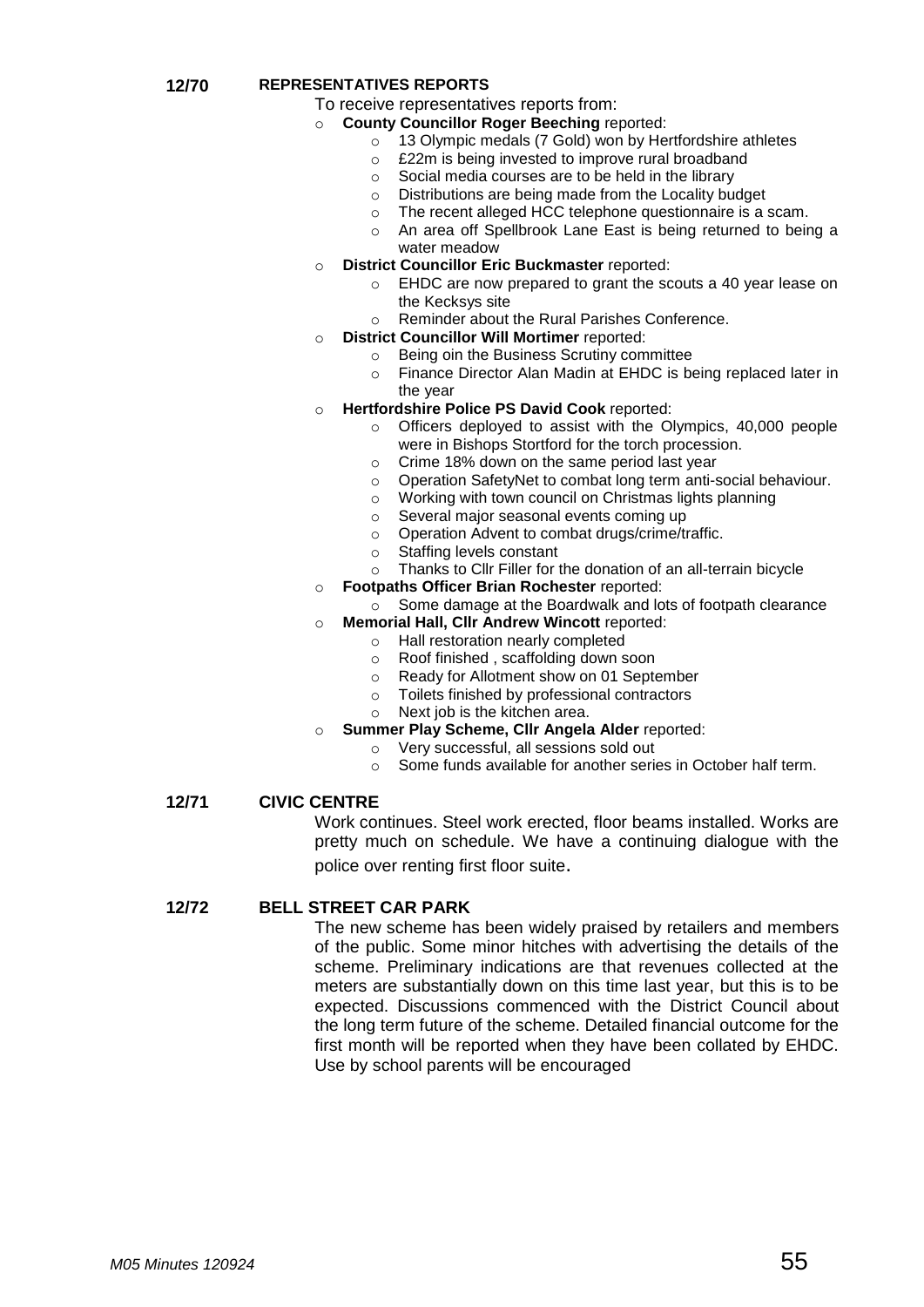## 12/70 REPRESENTATIVES REPORTS

To receive representatives reports from:

- **County Councillor Roger Beeching** reported:
  - 13 Olympic medals (7 Gold) won by Hertfordshire athletes
  - £22m is being invested to improve rural broadband
  - Social media courses are to be held in the library
  - Distributions are being made from the Locality budget
  - The recent alleged HCC telephone questionnaire is a scam.
  - An area off Spellbrook Lane East is being returned to being a water meadow
- **District Councillor Eric Buckmaster** reported:
  - EHDC are now prepared to grant the scouts a 40 year lease on the Kecksys site
  - Reminder about the Rural Parishes Conference.
- **District Councillor Will Mortimer** reported:
  - Being oin the Business Scrutiny committee
  - Finance Director Alan Madin at EHDC is being replaced later in the year
- **Hertfordshire Police PS David Cook** reported:
  - Officers deployed to assist with the Olympics, 40,000 people were in Bishops Stortford for the torch procession.
  - Crime 18% down on the same period last year
  - Operation SafetyNet to combat long term anti-social behaviour.
  - Working with town council on Christmas lights planning
  - Several major seasonal events coming up
  - Operation Advent to combat drugs/crime/traffic.
  - Staffing levels constant
  - Thanks to Cllr Filler for the donation of an all-terrain bicycle
- **Footpaths Officer Brian Rochester** reported:
  - Some damage at the Boardwalk and lots of footpath clearance
- **Memorial Hall, Cllr Andrew Wincott** reported:
  - Hall restoration nearly completed
  - Roof finished , scaffolding down soon
  - Ready for Allotment show on 01 September
  - Toilets finished by professional contractors
  - Next job is the kitchen area.
- **Summer Play Scheme, Cllr Angela Alder** reported:
  - Very successful, all sessions sold out
  - Some funds available for another series in October half term.

## 12/71 CIVIC CENTRE

Work continues. Steel work erected, floor beams installed. Works are pretty much on schedule. We have a continuing dialogue with the police over renting first floor suite.

## 12/72 BELL STREET CAR PARK

The new scheme has been widely praised by retailers and members of the public. Some minor hitches with advertising the details of the scheme. Preliminary indications are that revenues collected at the meters are substantially down on this time last year, but this is to be expected. Discussions commenced with the District Council about the long term future of the scheme. Detailed financial outcome for the first month will be reported when they have been collated by EHDC. Use by school parents will be encouraged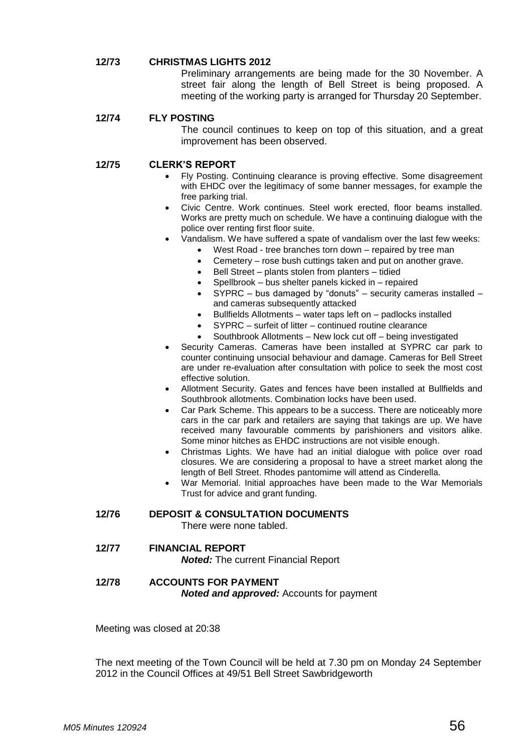**12/73 CHRISTMAS LIGHTS 2012**

Preliminary arrangements are being made for the 30 November. A street fair along the length of Bell Street is being proposed. A meeting of the working party is arranged for Thursday 20 September.

**12/74 FLY POSTING**

The council continues to keep on top of this situation, and a great improvement has been observed.

**12/75 CLERK'S REPORT**

- Fly Posting. Continuing clearance is proving effective. Some disagreement with EHDC over the legitimacy of some banner messages, for example the free parking trial.
- Civic Centre. Work continues. Steel work erected, floor beams installed. Works are pretty much on schedule. We have a continuing dialogue with the police over renting first floor suite.
- Vandalism. We have suffered a spate of vandalism over the last few weeks:
    - West Road - tree branches torn down – repaired by tree man
    - Cemetery – rose bush cuttings taken and put on another grave.
    - Bell Street – plants stolen from planters – tidied
    - Spellbrook – bus shelter panels kicked in – repaired
    - SYPRC – bus damaged by "donuts" – security cameras installed – and cameras subsequently attacked
    - Bullfields Allotments – water taps left on – padlocks installed
    - SYPRC – surfeit of litter – continued routine clearance
    - Southbrook Allotments – New lock cut off – being investigated
- Security Cameras. Cameras have been installed at SYPRC car park to counter continuing unsocial behaviour and damage. Cameras for Bell Street are under re-evaluation after consultation with police to seek the most cost effective solution.
- Allotment Security. Gates and fences have been installed at Bullfields and Southbrook allotments. Combination locks have been used.
- Car Park Scheme. This appears to be a success. There are noticeably more cars in the car park and retailers are saying that takings are up. We have received many favourable comments by parishioners and visitors alike. Some minor hitches as EHDC instructions are not visible enough.
- Christmas Lights. We have had an initial dialogue with police over road closures. We are considering a proposal to have a street market along the length of Bell Street. Rhodes pantomime will attend as Cinderella.
- War Memorial. Initial approaches have been made to the War Memorials Trust for advice and grant funding.

**12/76 DEPOSIT & CONSULTATION DOCUMENTS**

There were none tabled.

**12/77 FINANCIAL REPORT**

***Noted:*** The current Financial Report

**12/78 ACCOUNTS FOR PAYMENT**

***Noted and approved:*** Accounts for payment

Meeting was closed at 20:38

The next meeting of the Town Council will be held at 7.30 pm on Monday 24 September 2012 in the Council Offices at 49/51 Bell Street Sawbridgeworth